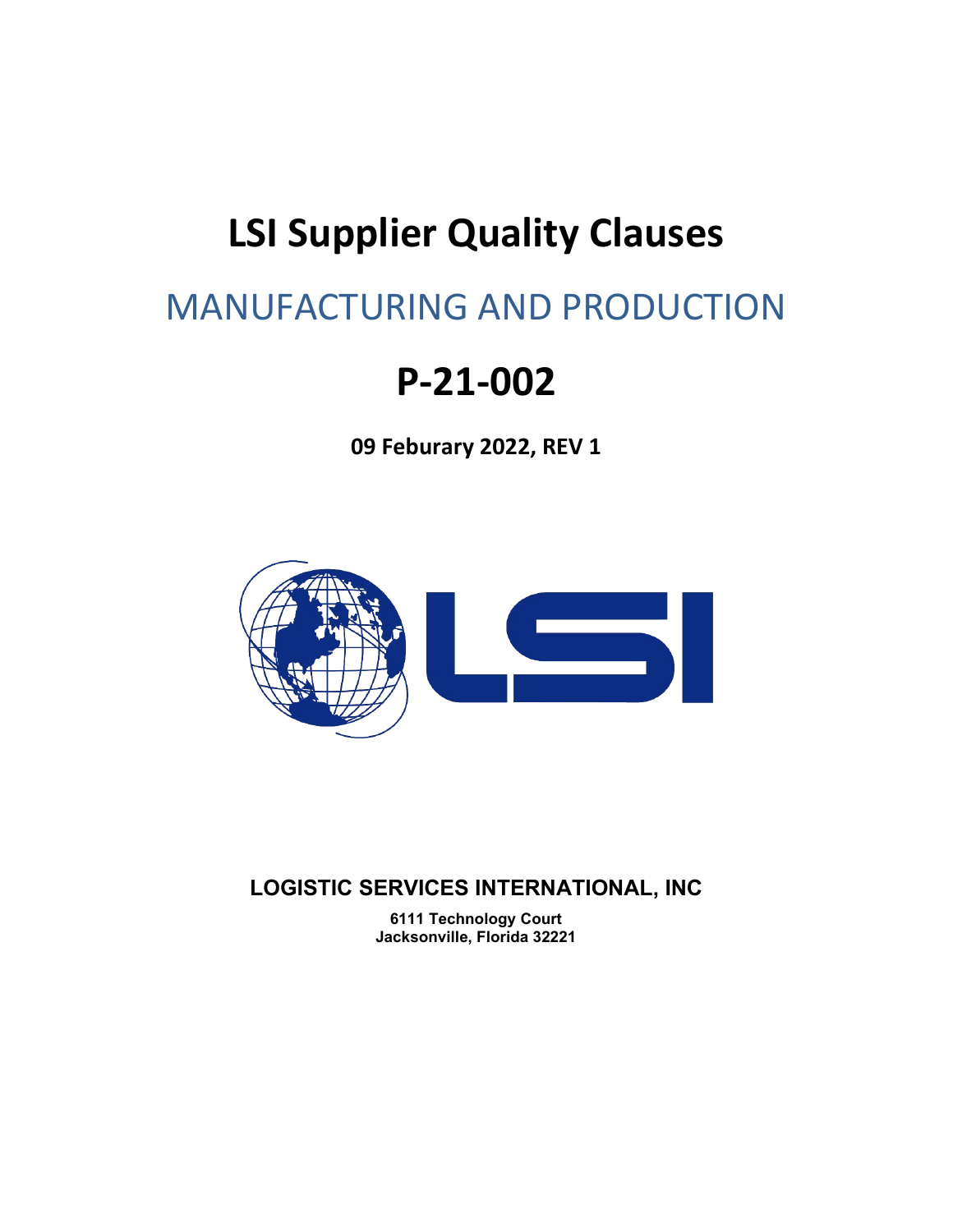# LSI Supplier Quality Clauses

## MANUFACTURING AND PRODUCTION

# P-21-002

**09 Feburary 2022, REV 1**

**LOGISTIC SERVICES INTERNATIONAL, INC**

**6111 Technology Court**
**Jacksonville, Florida 32221**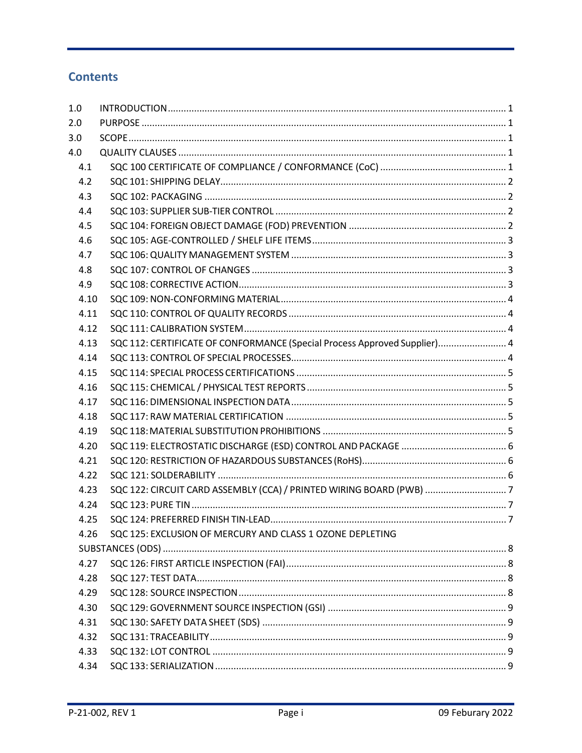## Contents

- 1.0 INTRODUCTION ..... 1
- 2.0 PURPOSE ..... 1
- 3.0 SCOPE ..... 1
- 4.0 QUALITY CLAUSES ..... 1
  - 4.1 SQC 100 CERTIFICATE OF COMPLIANCE / CONFORMANCE (CoC) ..... 1
  - 4.2 SQC 101: SHIPPING DELAY ..... 2
  - 4.3 SQC 102: PACKAGING ..... 2
  - 4.4 SQC 103: SUPPLIER SUB-TIER CONTROL ..... 2
  - 4.5 SQC 104: FOREIGN OBJECT DAMAGE (FOD) PREVENTION ..... 2
  - 4.6 SQC 105: AGE-CONTROLLED / SHELF LIFE ITEMS ..... 3
  - 4.7 SQC 106: QUALITY MANAGEMENT SYSTEM ..... 3
  - 4.8 SQC 107: CONTROL OF CHANGES ..... 3
  - 4.9 SQC 108: CORRECTIVE ACTION ..... 3
  - 4.10 SQC 109: NON-CONFORMING MATERIAL ..... 4
  - 4.11 SQC 110: CONTROL OF QUALITY RECORDS ..... 4
  - 4.12 SQC 111: CALIBRATION SYSTEM ..... 4
  - 4.13 SQC 112: CERTIFICATE OF CONFORMANCE (Special Process Approved Supplier) ..... 4
  - 4.14 SQC 113: CONTROL OF SPECIAL PROCESSES ..... 4
  - 4.15 SQC 114: SPECIAL PROCESS CERTIFICATIONS ..... 5
  - 4.16 SQC 115: CHEMICAL / PHYSICAL TEST REPORTS ..... 5
  - 4.17 SQC 116: DIMENSIONAL INSPECTION DATA ..... 5
  - 4.18 SQC 117: RAW MATERIAL CERTIFICATION ..... 5
  - 4.19 SQC 118: MATERIAL SUBSTITUTION PROHIBITIONS ..... 5
  - 4.20 SQC 119: ELECTROSTATIC DISCHARGE (ESD) CONTROL AND PACKAGE ..... 6
  - 4.21 SQC 120: RESTRICTION OF HAZARDOUS SUBSTANCES (RoHS) ..... 6
  - 4.22 SQC 121: SOLDERABILITY ..... 6
  - 4.23 SQC 122: CIRCUIT CARD ASSEMBLY (CCA) / PRINTED WIRING BOARD (PWB) ..... 7
  - 4.24 SQC 123: PURE TIN ..... 7
  - 4.25 SQC 124: PREFERRED FINISH TIN-LEAD ..... 7
  - 4.26 SQC 125: EXCLUSION OF MERCURY AND CLASS 1 OZONE DEPLETING SUBSTANCES (ODS) ..... 8
  - 4.27 SQC 126: FIRST ARTICLE INSPECTION (FAI) ..... 8
  - 4.28 SQC 127: TEST DATA ..... 8
  - 4.29 SQC 128: SOURCE INSPECTION ..... 8
  - 4.30 SQC 129: GOVERNMENT SOURCE INSPECTION (GSI) ..... 9
  - 4.31 SQC 130: SAFETY DATA SHEET (SDS) ..... 9
  - 4.32 SQC 131: TRACEABILITY ..... 9
  - 4.33 SQC 132: LOT CONTROL ..... 9
  - 4.34 SQC 133: SERIALIZATION ..... 9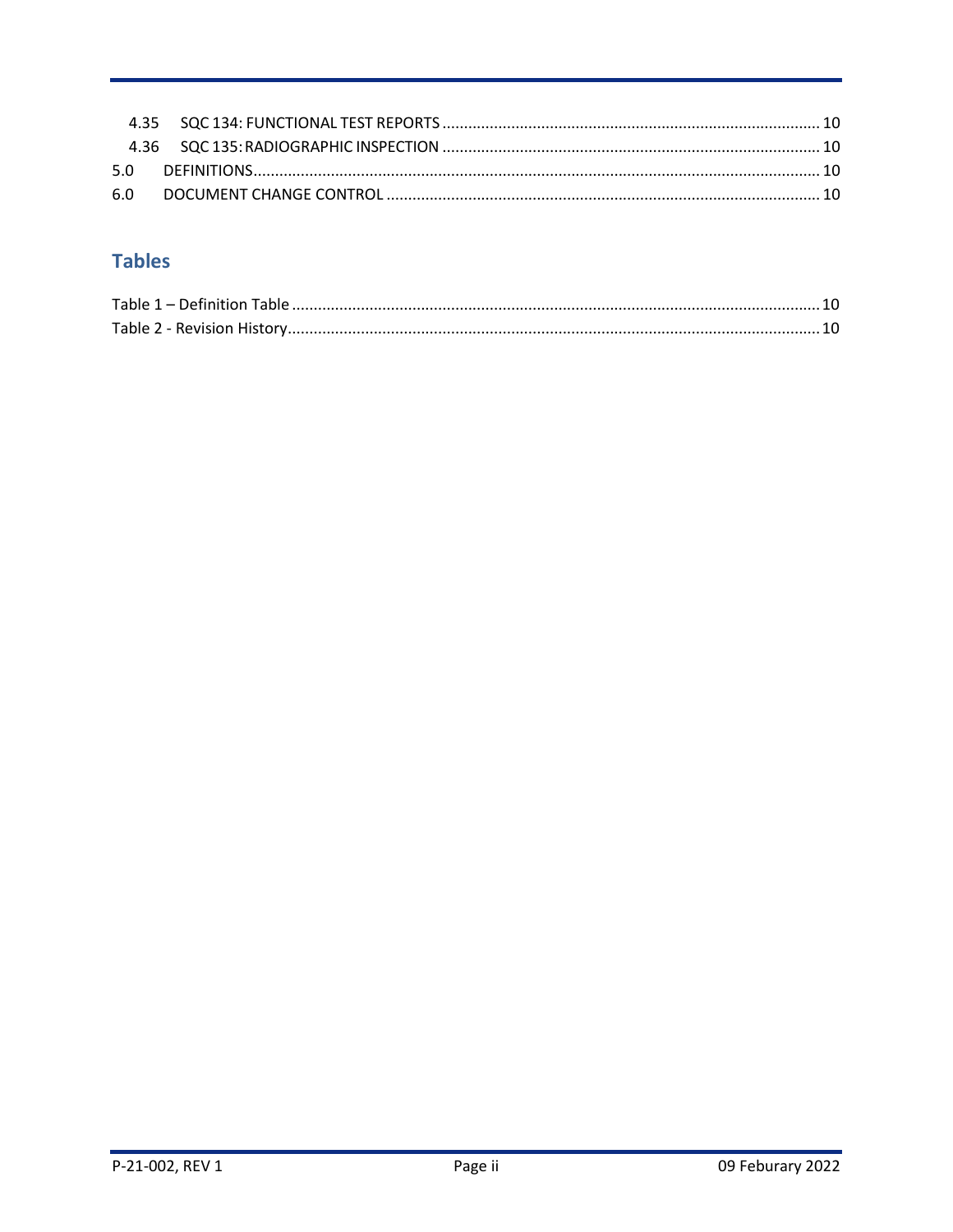4.35 SQC 134: FUNCTIONAL TEST REPORTS ........................................................................................ 10
4.36 SQC 135: RADIOGRAPHIC INSPECTION ....................................................................................... 10
5.0 DEFINITIONS ....................................................................................................................................... 10
6.0 DOCUMENT CHANGE CONTROL ....................................................................................................... 10

## Tables

Table 1 – Definition Table ........................................................................................................................... 10
Table 2 - Revision History ............................................................................................................................ 10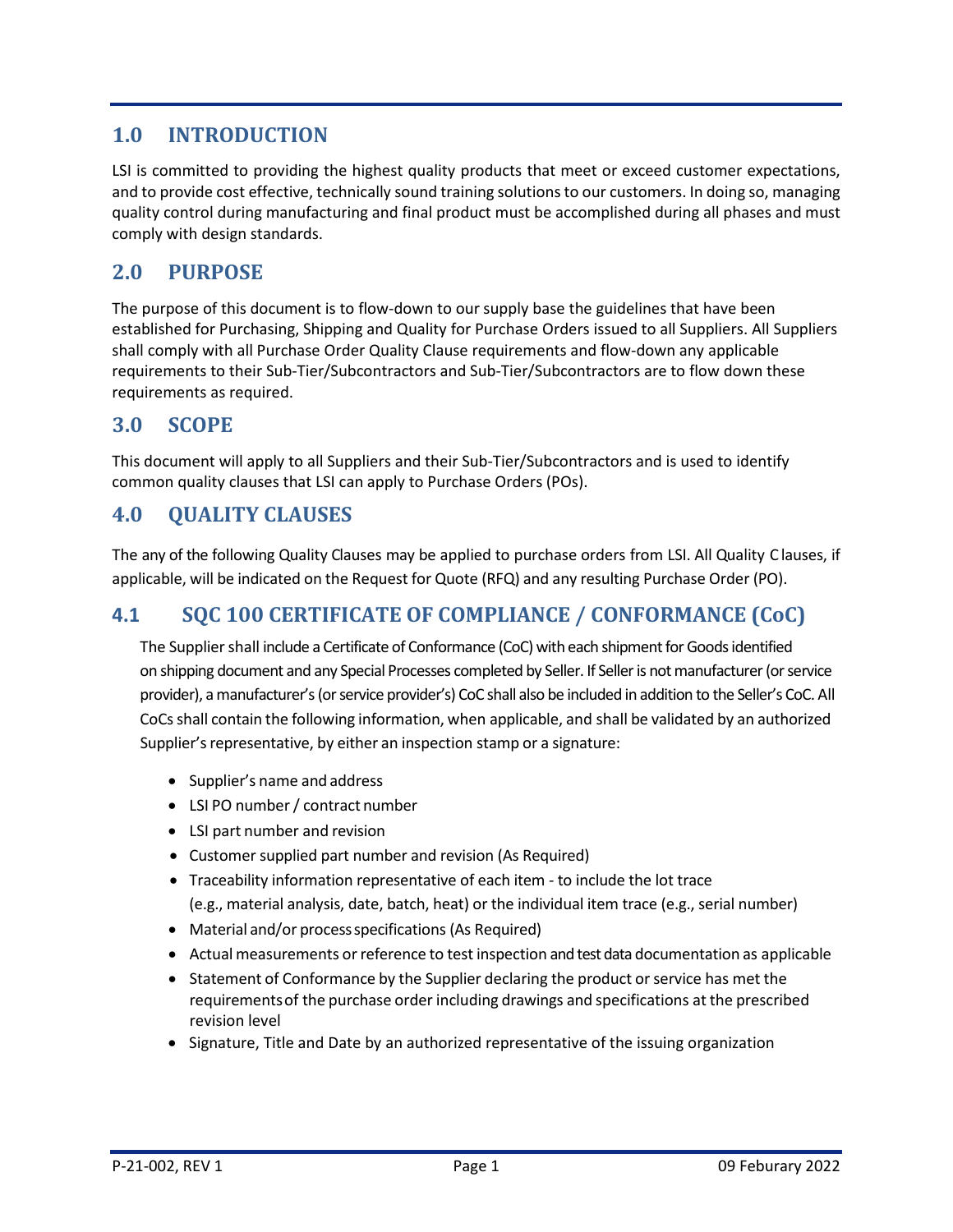## 1.0 INTRODUCTION

LSI is committed to providing the highest quality products that meet or exceed customer expectations, and to provide cost effective, technically sound training solutions to our customers. In doing so, managing quality control during manufacturing and final product must be accomplished during all phases and must comply with design standards.

## 2.0 PURPOSE

The purpose of this document is to flow-down to our supply base the guidelines that have been established for Purchasing, Shipping and Quality for Purchase Orders issued to all Suppliers. All Suppliers shall comply with all Purchase Order Quality Clause requirements and flow-down any applicable requirements to their Sub-Tier/Subcontractors and Sub-Tier/Subcontractors are to flow down these requirements as required.

## 3.0 SCOPE

This document will apply to all Suppliers and their Sub-Tier/Subcontractors and is used to identify common quality clauses that LSI can apply to Purchase Orders (POs).

## 4.0 QUALITY CLAUSES

The any of the following Quality Clauses may be applied to purchase orders from LSI. All Quality Clauses, if applicable, will be indicated on the Request for Quote (RFQ) and any resulting Purchase Order (PO).

### 4.1 SQC 100 CERTIFICATE OF COMPLIANCE / CONFORMANCE (CoC)

The Supplier shall include a Certificate of Conformance (CoC) with each shipment for Goods identified on shipping document and any Special Processes completed by Seller. If Seller is not manufacturer (or service provider), a manufacturer's (or service provider's) CoC shall also be included in addition to the Seller's CoC. All CoCs shall contain the following information, when applicable, and shall be validated by an authorized Supplier's representative, by either an inspection stamp or a signature:

- Supplier's name and address
- LSI PO number / contract number
- LSI part number and revision
- Customer supplied part number and revision (As Required)
- Traceability information representative of each item - to include the lot trace (e.g., material analysis, date, batch, heat) or the individual item trace (e.g., serial number)
- Material and/or process specifications (As Required)
- Actual measurements or reference to test inspection and test data documentation as applicable
- Statement of Conformance by the Supplier declaring the product or service has met the requirements of the purchase order including drawings and specifications at the prescribed revision level
- Signature, Title and Date by an authorized representative of the issuing organization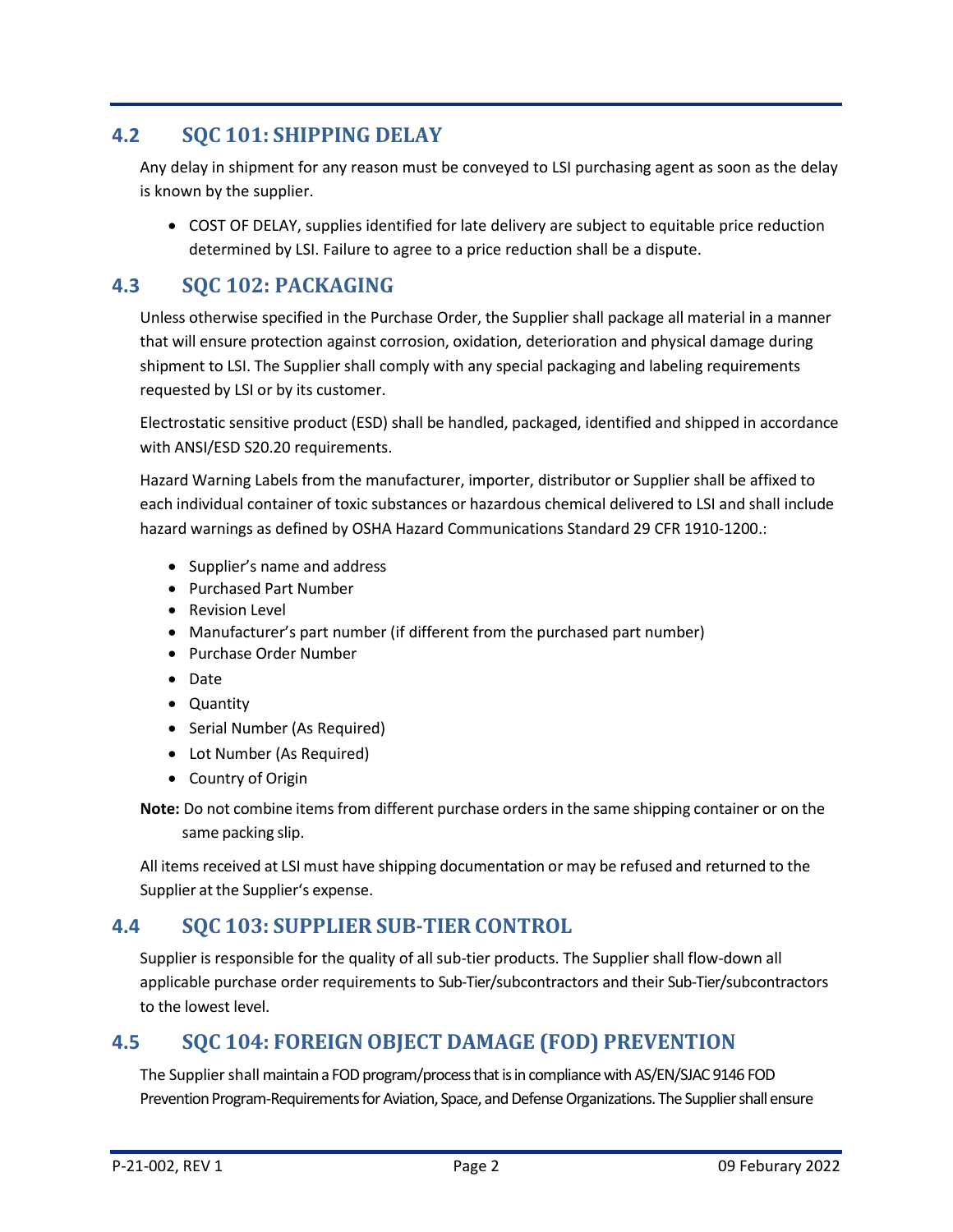## 4.2 SQC 101: SHIPPING DELAY

Any delay in shipment for any reason must be conveyed to LSI purchasing agent as soon as the delay is known by the supplier.

- COST OF DELAY, supplies identified for late delivery are subject to equitable price reduction determined by LSI. Failure to agree to a price reduction shall be a dispute.

## 4.3 SQC 102: PACKAGING

Unless otherwise specified in the Purchase Order, the Supplier shall package all material in a manner that will ensure protection against corrosion, oxidation, deterioration and physical damage during shipment to LSI. The Supplier shall comply with any special packaging and labeling requirements requested by LSI or by its customer.

Electrostatic sensitive product (ESD) shall be handled, packaged, identified and shipped in accordance with ANSI/ESD S20.20 requirements.

Hazard Warning Labels from the manufacturer, importer, distributor or Supplier shall be affixed to each individual container of toxic substances or hazardous chemical delivered to LSI and shall include hazard warnings as defined by OSHA Hazard Communications Standard 29 CFR 1910-1200.:

- Supplier's name and address
- Purchased Part Number
- Revision Level
- Manufacturer's part number (if different from the purchased part number)
- Purchase Order Number
- Date
- Quantity
- Serial Number (As Required)
- Lot Number (As Required)
- Country of Origin

**Note:** Do not combine items from different purchase orders in the same shipping container or on the same packing slip.

All items received at LSI must have shipping documentation or may be refused and returned to the Supplier at the Supplier's expense.

## 4.4 SQC 103: SUPPLIER SUB-TIER CONTROL

Supplier is responsible for the quality of all sub-tier products. The Supplier shall flow-down all applicable purchase order requirements to Sub-Tier/subcontractors and their Sub-Tier/subcontractors to the lowest level.

## 4.5 SQC 104: FOREIGN OBJECT DAMAGE (FOD) PREVENTION

The Supplier shall maintain a FOD program/process that is in compliance with AS/EN/SJAC 9146 FOD Prevention Program-Requirements for Aviation, Space, and Defense Organizations. The Supplier shall ensure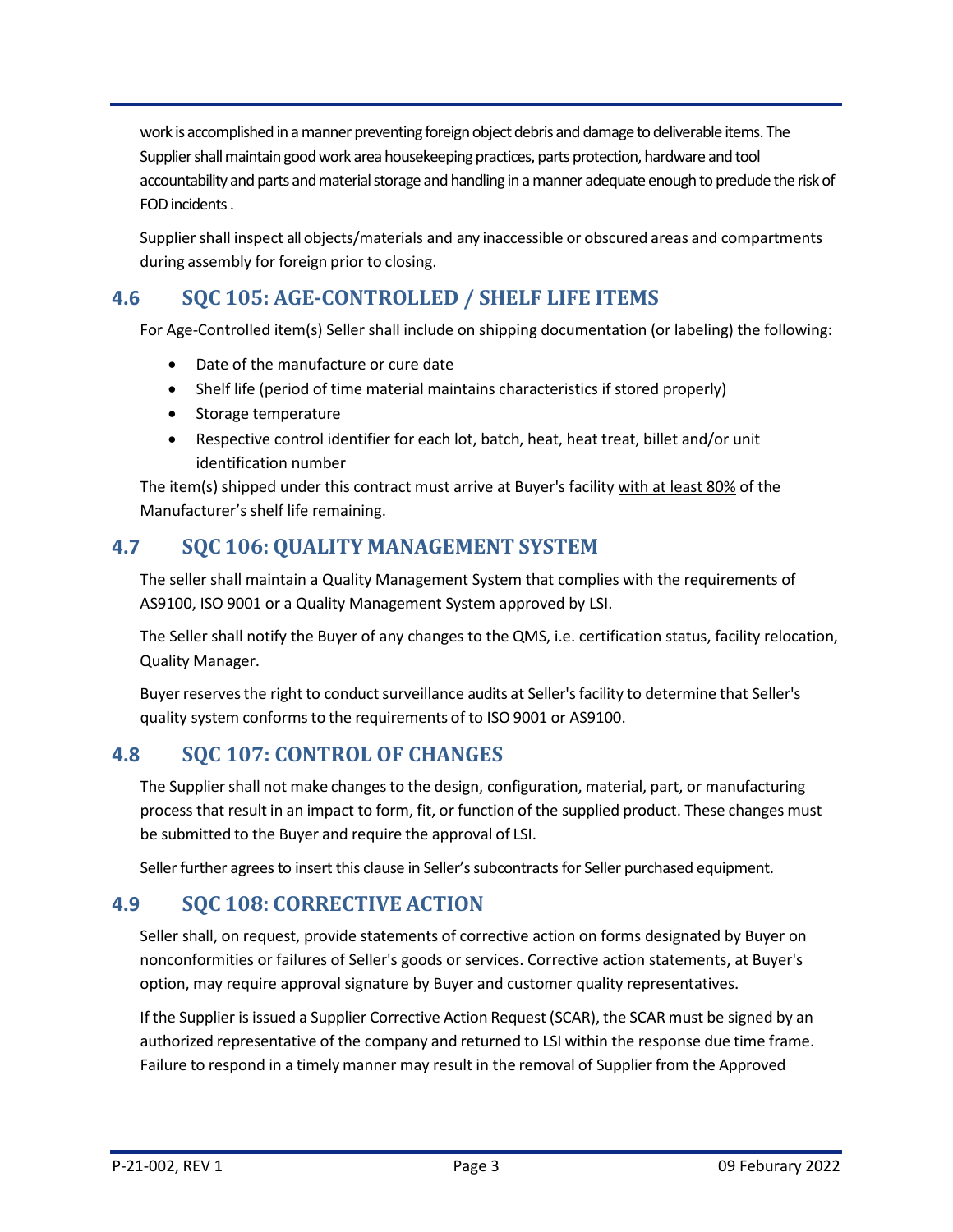work is accomplished in a manner preventing foreign object debris and damage to deliverable items. The Supplier shall maintain good work area housekeeping practices, parts protection, hardware and tool accountability and parts and material storage and handling in a manner adequate enough to preclude the risk of FOD incidents .

Supplier shall inspect all objects/materials and any inaccessible or obscured areas and compartments during assembly for foreign prior to closing.

## 4.6 SQC 105: AGE-CONTROLLED / SHELF LIFE ITEMS

For Age-Controlled item(s) Seller shall include on shipping documentation (or labeling) the following:

- Date of the manufacture or cure date
- Shelf life (period of time material maintains characteristics if stored properly)
- Storage temperature
- Respective control identifier for each lot, batch, heat, heat treat, billet and/or unit identification number

The item(s) shipped under this contract must arrive at Buyer's facility <u>with at least 80%</u> of the Manufacturer's shelf life remaining.

## 4.7 SQC 106: QUALITY MANAGEMENT SYSTEM

The seller shall maintain a Quality Management System that complies with the requirements of AS9100, ISO 9001 or a Quality Management System approved by LSI.

The Seller shall notify the Buyer of any changes to the QMS, i.e. certification status, facility relocation, Quality Manager.

Buyer reserves the right to conduct surveillance audits at Seller's facility to determine that Seller's quality system conforms to the requirements of to ISO 9001 or AS9100.

## 4.8 SQC 107: CONTROL OF CHANGES

The Supplier shall not make changes to the design, configuration, material, part, or manufacturing process that result in an impact to form, fit, or function of the supplied product. These changes must be submitted to the Buyer and require the approval of LSI.

Seller further agrees to insert this clause in Seller's subcontracts for Seller purchased equipment.

## 4.9 SQC 108: CORRECTIVE ACTION

Seller shall, on request, provide statements of corrective action on forms designated by Buyer on nonconformities or failures of Seller's goods or services. Corrective action statements, at Buyer's option, may require approval signature by Buyer and customer quality representatives.

If the Supplier is issued a Supplier Corrective Action Request (SCAR), the SCAR must be signed by an authorized representative of the company and returned to LSI within the response due time frame. Failure to respond in a timely manner may result in the removal of Supplier from the Approved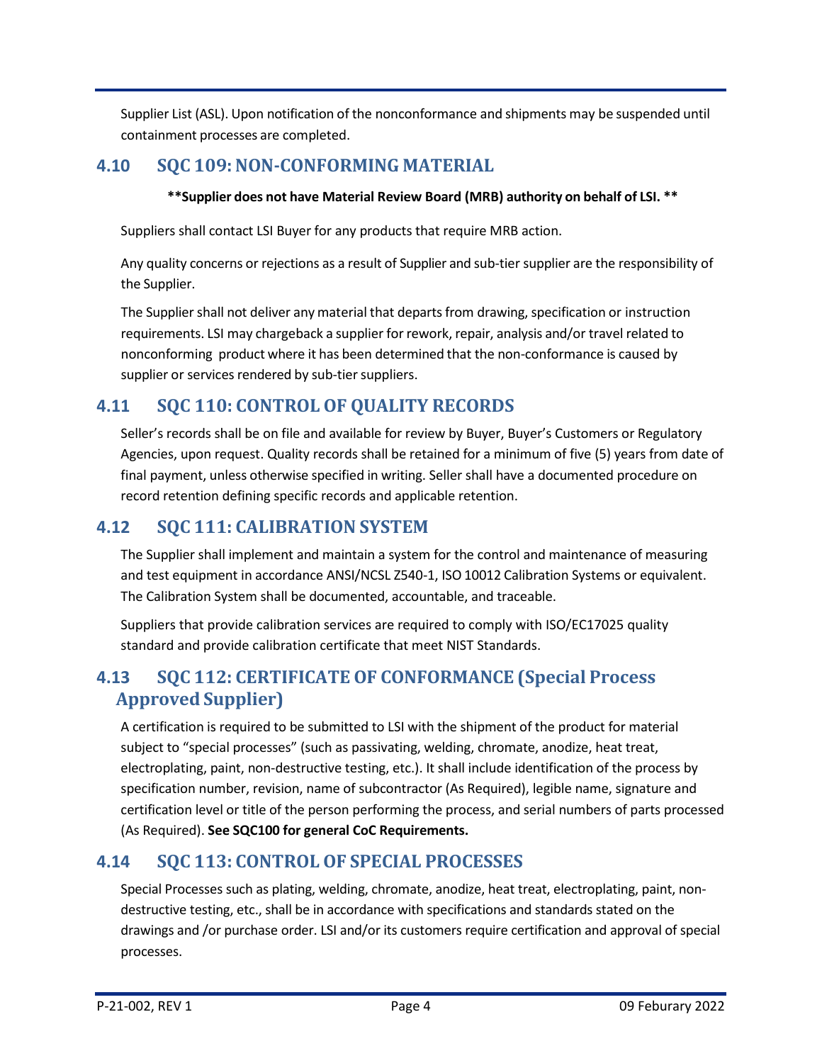Supplier List (ASL). Upon notification of the nonconformance and shipments may be suspended until containment processes are completed.

## 4.10 SQC 109: NON-CONFORMING MATERIAL

**\*\*Supplier does not have Material Review Board (MRB) authority on behalf of LSI. \*\***

Suppliers shall contact LSI Buyer for any products that require MRB action.

Any quality concerns or rejections as a result of Supplier and sub-tier supplier are the responsibility of the Supplier.

The Supplier shall not deliver any material that departs from drawing, specification or instruction requirements. LSI may chargeback a supplier for rework, repair, analysis and/or travel related to nonconforming product where it has been determined that the non-conformance is caused by supplier or services rendered by sub-tier suppliers.

## 4.11 SQC 110: CONTROL OF QUALITY RECORDS

Seller's records shall be on file and available for review by Buyer, Buyer's Customers or Regulatory Agencies, upon request. Quality records shall be retained for a minimum of five (5) years from date of final payment, unless otherwise specified in writing. Seller shall have a documented procedure on record retention defining specific records and applicable retention.

## 4.12 SQC 111: CALIBRATION SYSTEM

The Supplier shall implement and maintain a system for the control and maintenance of measuring and test equipment in accordance ANSI/NCSL Z540-1, ISO 10012 Calibration Systems or equivalent. The Calibration System shall be documented, accountable, and traceable.

Suppliers that provide calibration services are required to comply with ISO/EC17025 quality standard and provide calibration certificate that meet NIST Standards.

## 4.13 SQC 112: CERTIFICATE OF CONFORMANCE (Special Process Approved Supplier)

A certification is required to be submitted to LSI with the shipment of the product for material subject to "special processes" (such as passivating, welding, chromate, anodize, heat treat, electroplating, paint, non-destructive testing, etc.). It shall include identification of the process by specification number, revision, name of subcontractor (As Required), legible name, signature and certification level or title of the person performing the process, and serial numbers of parts processed (As Required). **See SQC100 for general CoC Requirements.**

## 4.14 SQC 113: CONTROL OF SPECIAL PROCESSES

Special Processes such as plating, welding, chromate, anodize, heat treat, electroplating, paint, non-destructive testing, etc., shall be in accordance with specifications and standards stated on the drawings and /or purchase order. LSI and/or its customers require certification and approval of special processes.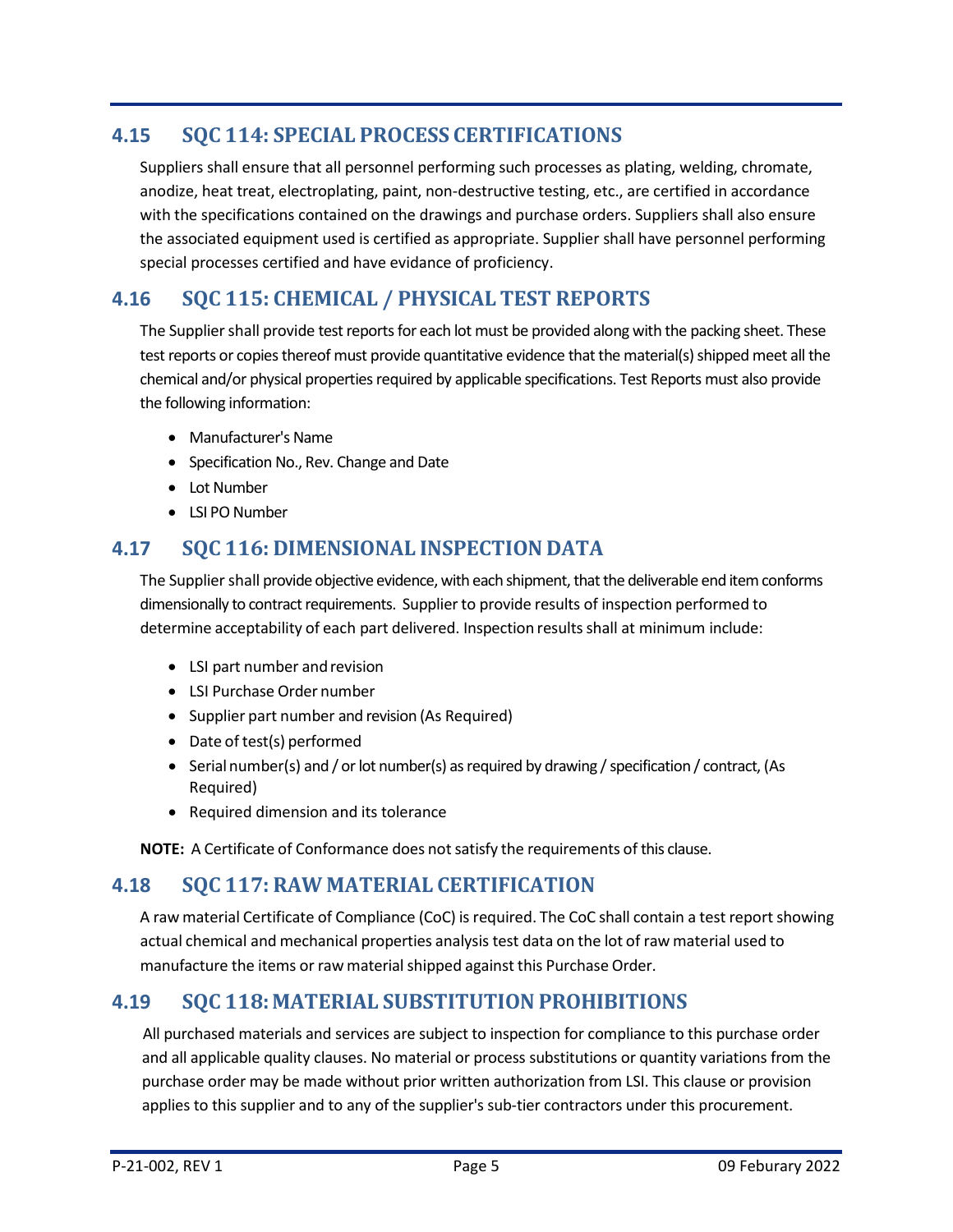## 4.15 SQC 114: SPECIAL PROCESS CERTIFICATIONS

Suppliers shall ensure that all personnel performing such processes as plating, welding, chromate, anodize, heat treat, electroplating, paint, non-destructive testing, etc., are certified in accordance with the specifications contained on the drawings and purchase orders. Suppliers shall also ensure the associated equipment used is certified as appropriate. Supplier shall have personnel performing special processes certified and have evidance of proficiency.

## 4.16 SQC 115: CHEMICAL / PHYSICAL TEST REPORTS

The Supplier shall provide test reports for each lot must be provided along with the packing sheet. These test reports or copies thereof must provide quantitative evidence that the material(s) shipped meet all the chemical and/or physical properties required by applicable specifications. Test Reports must also provide the following information:

- Manufacturer's Name
- Specification No., Rev. Change and Date
- Lot Number
- LSI PO Number

## 4.17 SQC 116: DIMENSIONAL INSPECTION DATA

The Supplier shall provide objective evidence, with each shipment, that the deliverable end item conforms dimensionally to contract requirements. Supplier to provide results of inspection performed to determine acceptability of each part delivered. Inspection results shall at minimum include:

- LSI part number and revision
- LSI Purchase Order number
- Supplier part number and revision (As Required)
- Date of test(s) performed
- Serial number(s) and / or lot number(s) as required by drawing / specification / contract, (As Required)
- Required dimension and its tolerance

**NOTE:** A Certificate of Conformance does not satisfy the requirements of this clause.

## 4.18 SQC 117: RAW MATERIAL CERTIFICATION

A raw material Certificate of Compliance (CoC) is required. The CoC shall contain a test report showing actual chemical and mechanical properties analysis test data on the lot of raw material used to manufacture the items or raw material shipped against this Purchase Order.

## 4.19 SQC 118: MATERIAL SUBSTITUTION PROHIBITIONS

All purchased materials and services are subject to inspection for compliance to this purchase order and all applicable quality clauses. No material or process substitutions or quantity variations from the purchase order may be made without prior written authorization from LSI. This clause or provision applies to this supplier and to any of the supplier's sub-tier contractors under this procurement.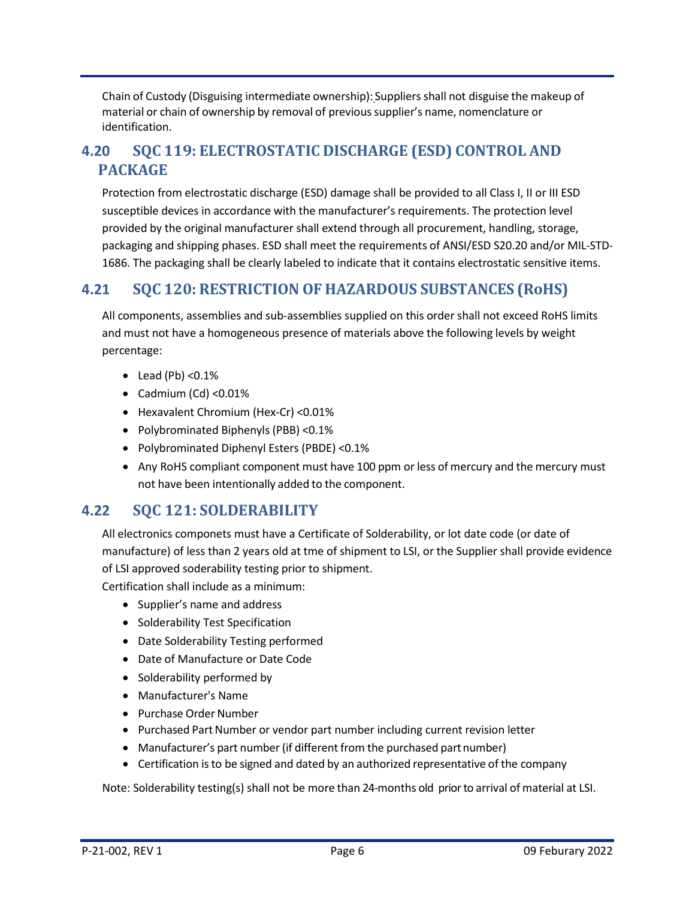Chain of Custody (Disguising intermediate ownership): Suppliers shall not disguise the makeup of material or chain of ownership by removal of previous supplier's name, nomenclature or identification.

## 4.20 SQC 119: ELECTROSTATIC DISCHARGE (ESD) CONTROL AND PACKAGE

Protection from electrostatic discharge (ESD) damage shall be provided to all Class I, II or III ESD susceptible devices in accordance with the manufacturer's requirements. The protection level provided by the original manufacturer shall extend through all procurement, handling, storage, packaging and shipping phases. ESD shall meet the requirements of ANSI/ESD S20.20 and/or MIL-STD-1686. The packaging shall be clearly labeled to indicate that it contains electrostatic sensitive items.

## 4.21 SQC 120: RESTRICTION OF HAZARDOUS SUBSTANCES (RoHS)

All components, assemblies and sub-assemblies supplied on this order shall not exceed RoHS limits and must not have a homogeneous presence of materials above the following levels by weight percentage:

- Lead (Pb) <0.1%
- Cadmium (Cd) <0.01%
- Hexavalent Chromium (Hex-Cr) <0.01%
- Polybrominated Biphenyls (PBB) <0.1%
- Polybrominated Diphenyl Esters (PBDE) <0.1%
- Any RoHS compliant component must have 100 ppm or less of mercury and the mercury must not have been intentionally added to the component.

## 4.22 SQC 121: SOLDERABILITY

All electronics componets must have a Certificate of Solderability, or lot date code (or date of manufacture) of less than 2 years old at tme of shipment to LSI, or the Supplier shall provide evidence of LSI approved soderability testing prior to shipment.

Certification shall include as a minimum:

- Supplier's name and address
- Solderability Test Specification
- Date Solderability Testing performed
- Date of Manufacture or Date Code
- Solderability performed by
- Manufacturer's Name
- Purchase Order Number
- Purchased Part Number or vendor part number including current revision letter
- Manufacturer's part number (if different from the purchased part number)
- Certification is to be signed and dated by an authorized representative of the company

Note: Solderability testing(s) shall not be more than 24-months old prior to arrival of material at LSI.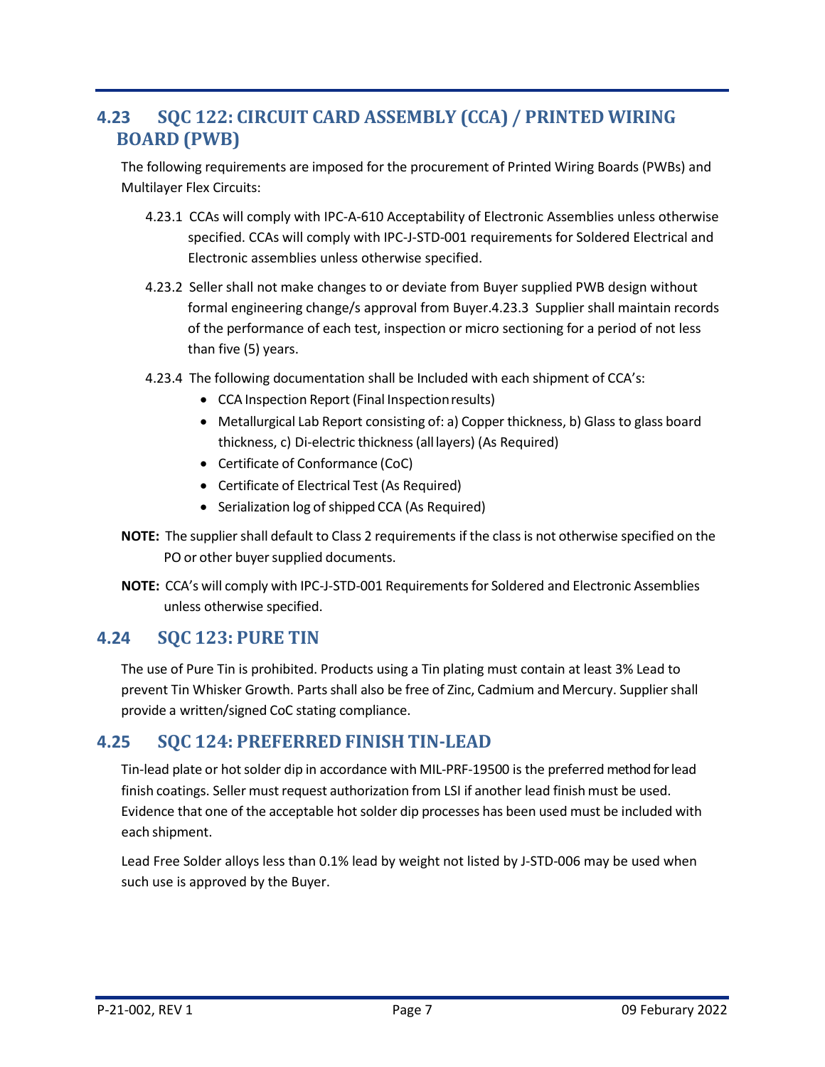## 4.23 SQC 122: CIRCUIT CARD ASSEMBLY (CCA) / PRINTED WIRING BOARD (PWB)

The following requirements are imposed for the procurement of Printed Wiring Boards (PWBs) and Multilayer Flex Circuits:

4.23.1 CCAs will comply with IPC-A-610 Acceptability of Electronic Assemblies unless otherwise specified. CCAs will comply with IPC-J-STD-001 requirements for Soldered Electrical and Electronic assemblies unless otherwise specified.

4.23.2 Seller shall not make changes to or deviate from Buyer supplied PWB design without formal engineering change/s approval from Buyer.4.23.3 Supplier shall maintain records of the performance of each test, inspection or micro sectioning for a period of not less than five (5) years.

4.23.4 The following documentation shall be Included with each shipment of CCA's:

- CCA Inspection Report (Final Inspection results)
- Metallurgical Lab Report consisting of: a) Copper thickness, b) Glass to glass board thickness, c) Di-electric thickness (all layers) (As Required)
- Certificate of Conformance (CoC)
- Certificate of Electrical Test (As Required)
- Serialization log of shipped CCA (As Required)

**NOTE:** The supplier shall default to Class 2 requirements if the class is not otherwise specified on the PO or other buyer supplied documents.

**NOTE:** CCA's will comply with IPC-J-STD-001 Requirements for Soldered and Electronic Assemblies unless otherwise specified.

## 4.24 SQC 123: PURE TIN

The use of Pure Tin is prohibited. Products using a Tin plating must contain at least 3% Lead to prevent Tin Whisker Growth. Parts shall also be free of Zinc, Cadmium and Mercury. Supplier shall provide a written/signed CoC stating compliance.

## 4.25 SQC 124: PREFERRED FINISH TIN-LEAD

Tin-lead plate or hot solder dip in accordance with MIL-PRF-19500 is the preferred method for lead finish coatings. Seller must request authorization from LSI if another lead finish must be used. Evidence that one of the acceptable hot solder dip processes has been used must be included with each shipment.

Lead Free Solder alloys less than 0.1% lead by weight not listed by J-STD-006 may be used when such use is approved by the Buyer.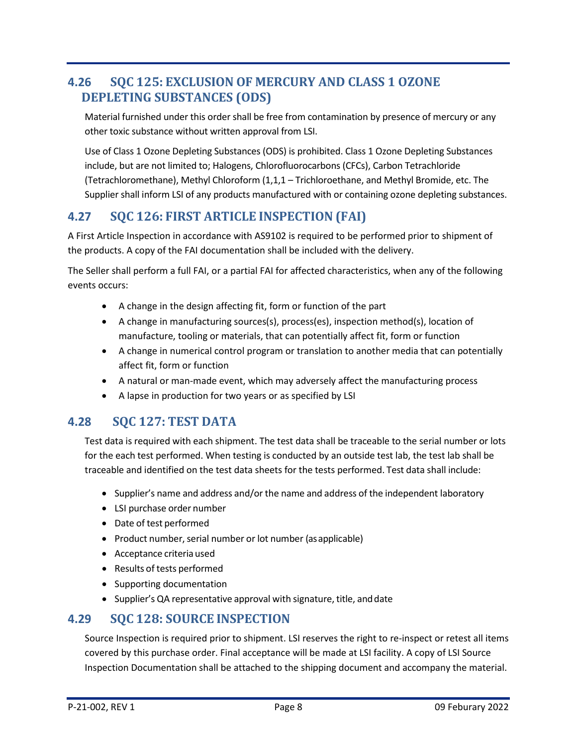## 4.26 SQC 125: EXCLUSION OF MERCURY AND CLASS 1 OZONE DEPLETING SUBSTANCES (ODS)

Material furnished under this order shall be free from contamination by presence of mercury or any other toxic substance without written approval from LSI.

Use of Class 1 Ozone Depleting Substances (ODS) is prohibited. Class 1 Ozone Depleting Substances include, but are not limited to; Halogens, Chlorofluorocarbons (CFCs), Carbon Tetrachloride (Tetrachloromethane), Methyl Chloroform (1,1,1 – Trichloroethane, and Methyl Bromide, etc. The Supplier shall inform LSI of any products manufactured with or containing ozone depleting substances.

## 4.27 SQC 126: FIRST ARTICLE INSPECTION (FAI)

A First Article Inspection in accordance with AS9102 is required to be performed prior to shipment of the products. A copy of the FAI documentation shall be included with the delivery.

The Seller shall perform a full FAI, or a partial FAI for affected characteristics, when any of the following events occurs:

- A change in the design affecting fit, form or function of the part
- A change in manufacturing sources(s), process(es), inspection method(s), location of manufacture, tooling or materials, that can potentially affect fit, form or function
- A change in numerical control program or translation to another media that can potentially affect fit, form or function
- A natural or man-made event, which may adversely affect the manufacturing process
- A lapse in production for two years or as specified by LSI

## 4.28 SQC 127: TEST DATA

Test data is required with each shipment. The test data shall be traceable to the serial number or lots for the each test performed. When testing is conducted by an outside test lab, the test lab shall be traceable and identified on the test data sheets for the tests performed. Test data shall include:

- Supplier's name and address and/or the name and address of the independent laboratory
- LSI purchase order number
- Date of test performed
- Product number, serial number or lot number (as applicable)
- Acceptance criteria used
- Results of tests performed
- Supporting documentation
- Supplier's QA representative approval with signature, title, and date

## 4.29 SQC 128: SOURCE INSPECTION

Source Inspection is required prior to shipment. LSI reserves the right to re-inspect or retest all items covered by this purchase order. Final acceptance will be made at LSI facility. A copy of LSI Source Inspection Documentation shall be attached to the shipping document and accompany the material.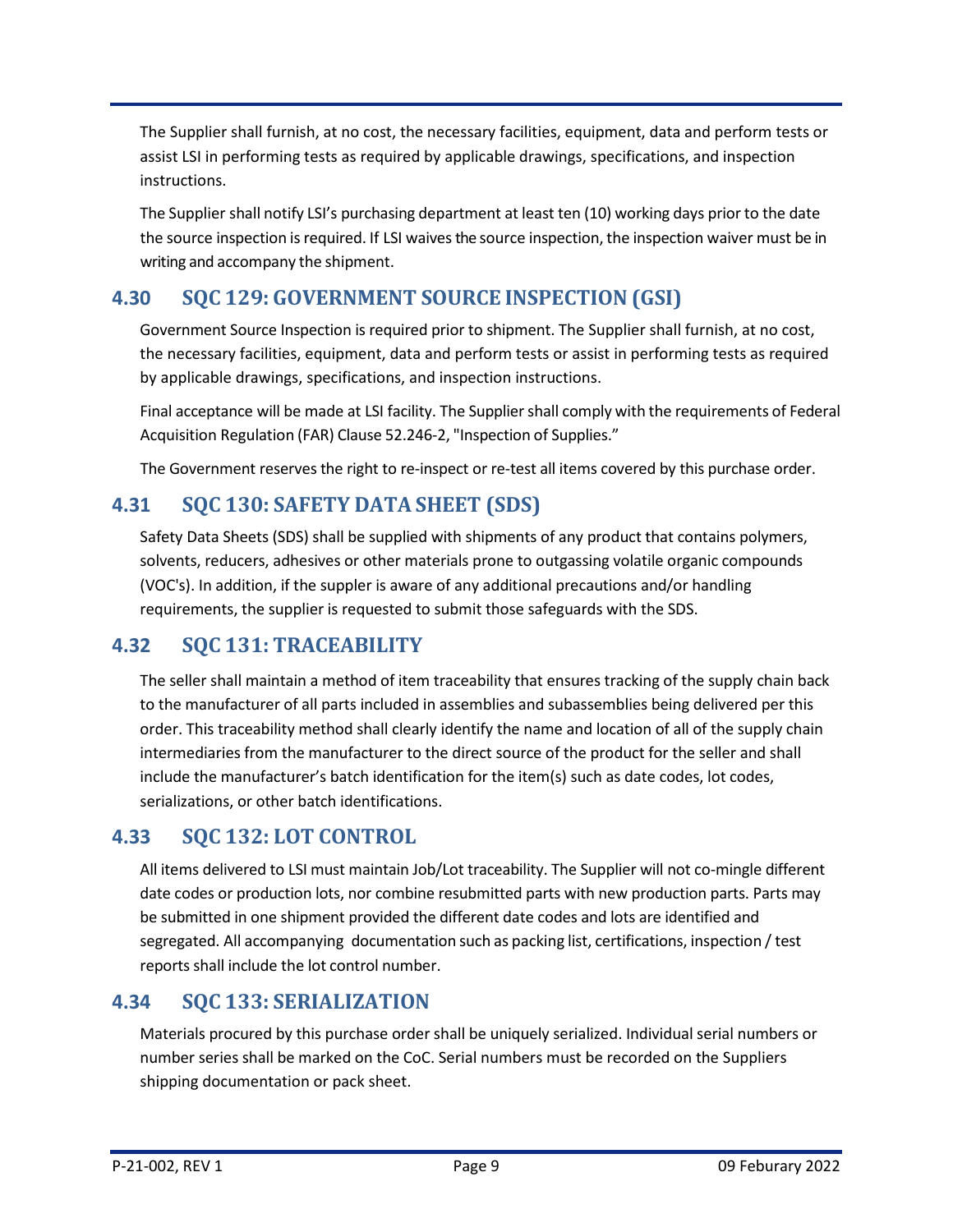The Supplier shall furnish, at no cost, the necessary facilities, equipment, data and perform tests or assist LSI in performing tests as required by applicable drawings, specifications, and inspection instructions.

The Supplier shall notify LSI's purchasing department at least ten (10) working days prior to the date the source inspection is required. If LSI waives the source inspection, the inspection waiver must be in writing and accompany the shipment.

## 4.30 SQC 129: GOVERNMENT SOURCE INSPECTION (GSI)

Government Source Inspection is required prior to shipment. The Supplier shall furnish, at no cost, the necessary facilities, equipment, data and perform tests or assist in performing tests as required by applicable drawings, specifications, and inspection instructions.

Final acceptance will be made at LSI facility. The Supplier shall comply with the requirements of Federal Acquisition Regulation (FAR) Clause 52.246-2, "Inspection of Supplies."

The Government reserves the right to re-inspect or re-test all items covered by this purchase order.

## 4.31 SQC 130: SAFETY DATA SHEET (SDS)

Safety Data Sheets (SDS) shall be supplied with shipments of any product that contains polymers, solvents, reducers, adhesives or other materials prone to outgassing volatile organic compounds (VOC's). In addition, if the suppler is aware of any additional precautions and/or handling requirements, the supplier is requested to submit those safeguards with the SDS.

## 4.32 SQC 131: TRACEABILITY

The seller shall maintain a method of item traceability that ensures tracking of the supply chain back to the manufacturer of all parts included in assemblies and subassemblies being delivered per this order. This traceability method shall clearly identify the name and location of all of the supply chain intermediaries from the manufacturer to the direct source of the product for the seller and shall include the manufacturer's batch identification for the item(s) such as date codes, lot codes, serializations, or other batch identifications.

## 4.33 SQC 132: LOT CONTROL

All items delivered to LSI must maintain Job/Lot traceability. The Supplier will not co-mingle different date codes or production lots, nor combine resubmitted parts with new production parts. Parts may be submitted in one shipment provided the different date codes and lots are identified and segregated. All accompanying documentation such as packing list, certifications, inspection / test reports shall include the lot control number.

## 4.34 SQC 133: SERIALIZATION

Materials procured by this purchase order shall be uniquely serialized. Individual serial numbers or number series shall be marked on the CoC. Serial numbers must be recorded on the Suppliers shipping documentation or pack sheet.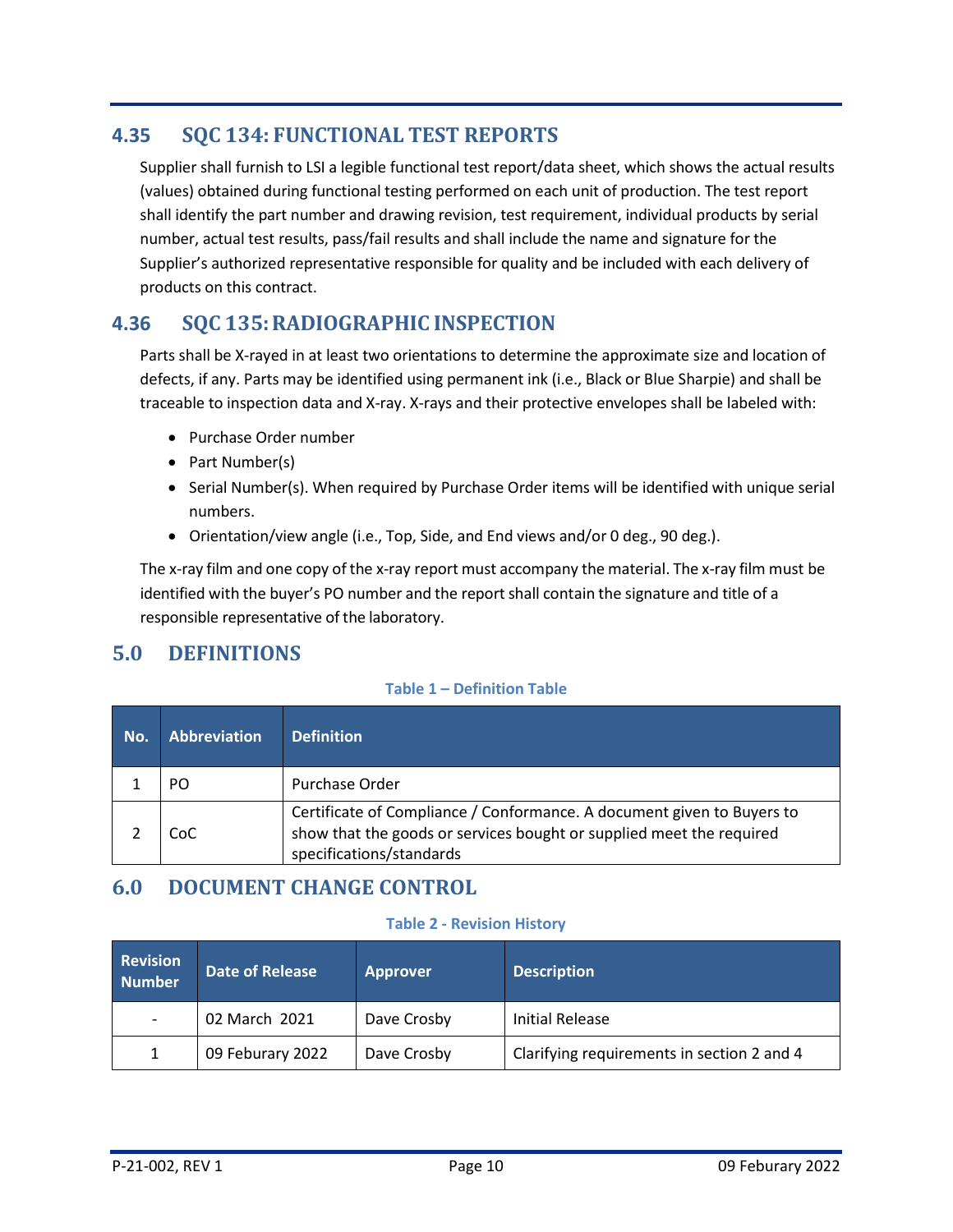## 4.35 SQC 134: FUNCTIONAL TEST REPORTS

Supplier shall furnish to LSI a legible functional test report/data sheet, which shows the actual results (values) obtained during functional testing performed on each unit of production. The test report shall identify the part number and drawing revision, test requirement, individual products by serial number, actual test results, pass/fail results and shall include the name and signature for the Supplier's authorized representative responsible for quality and be included with each delivery of products on this contract.

## 4.36 SQC 135: RADIOGRAPHIC INSPECTION

Parts shall be X-rayed in at least two orientations to determine the approximate size and location of defects, if any. Parts may be identified using permanent ink (i.e., Black or Blue Sharpie) and shall be traceable to inspection data and X-ray. X-rays and their protective envelopes shall be labeled with:

- Purchase Order number
- Part Number(s)
- Serial Number(s). When required by Purchase Order items will be identified with unique serial numbers.
- Orientation/view angle (i.e., Top, Side, and End views and/or 0 deg., 90 deg.).

The x-ray film and one copy of the x-ray report must accompany the material. The x-ray film must be identified with the buyer's PO number and the report shall contain the signature and title of a responsible representative of the laboratory.

# 5.0 DEFINITIONS

**Table 1 – Definition Table**

| No. | Abbreviation | Definition |
|---|---|---|
| 1 | PO | Purchase Order |
| 2 | CoC | Certificate of Compliance / Conformance. A document given to Buyers to show that the goods or services bought or supplied meet the required specifications/standards |

# 6.0 DOCUMENT CHANGE CONTROL

**Table 2 - Revision History**

| Revision Number | Date of Release | Approver | Description |
|---|---|---|---|
| - | 02 March 2021 | Dave Crosby | Initial Release |
| 1 | 09 Feburary 2022 | Dave Crosby | Clarifying requirements in section 2 and 4 |